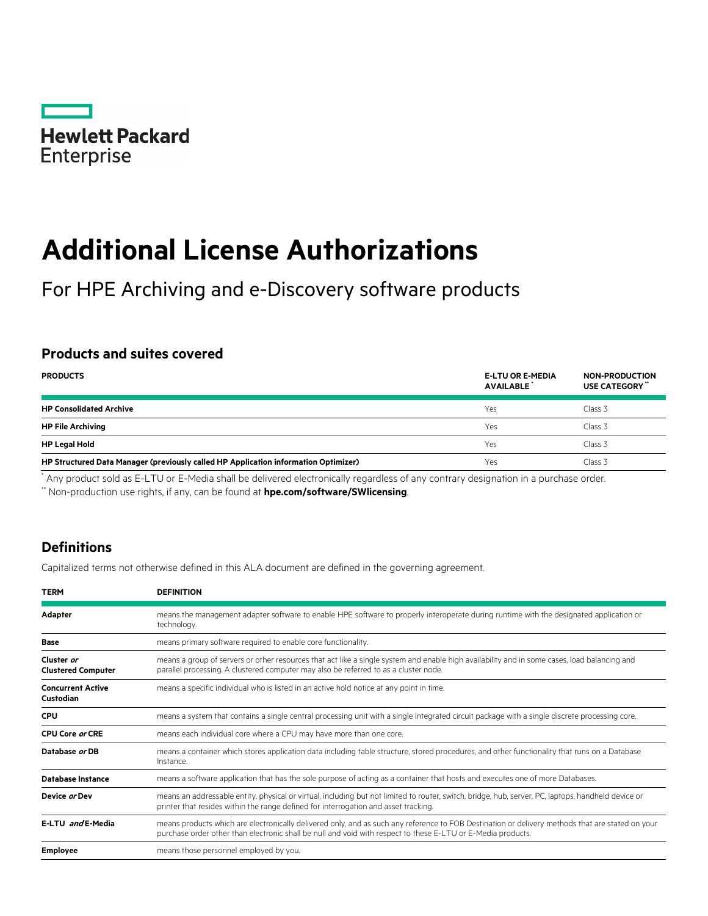Hewlett Packard Enterprise

# Additional License Authorizations

For HPE Archiving and e-Discovery software products

## Products and suites covered

| PRODUCTS | E-LTU OR E-MEDIA AVAILABLE * | NON-PRODUCTION USE CATEGORY ** |
|---|---|---|
| **HP Consolidated Archive** | Yes | Class 3 |
| **HP File Archiving** | Yes | Class 3 |
| **HP Legal Hold** | Yes | Class 3 |
| **HP Structured Data Manager (previously called HP Application information Optimizer)** | Yes | Class 3 |

* Any product sold as E-LTU or E-Media shall be delivered electronically regardless of any contrary designation in a purchase order.

** Non-production use rights, if any, can be found at **hpe.com/software/SWlicensing**.

## Definitions

Capitalized terms not otherwise defined in this ALA document are defined in the governing agreement.

| TERM | DEFINITION |
|---|---|
| **Adapter** | means the management adapter software to enable HPE software to properly interoperate during runtime with the designated application or technology. |
| **Base** | means primary software required to enable core functionality. |
| **Cluster *or* Clustered Computer** | means a group of servers or other resources that act like a single system and enable high availability and in some cases, load balancing and parallel processing. A clustered computer may also be referred to as a cluster node. |
| **Concurrent Active Custodian** | means a specific individual who is listed in an active hold notice at any point in time. |
| **CPU** | means a system that contains a single central processing unit with a single integrated circuit package with a single discrete processing core. |
| **CPU Core *or* CRE** | means each individual core where a CPU may have more than one core. |
| **Database *or* DB** | means a container which stores application data including table structure, stored procedures, and other functionality that runs on a Database Instance. |
| **Database Instance** | means a software application that has the sole purpose of acting as a container that hosts and executes one of more Databases. |
| **Device *or* Dev** | means an addressable entity, physical or virtual, including but not limited to router, switch, bridge, hub, server, PC, laptops, handheld device or printer that resides within the range defined for interrogation and asset tracking. |
| **E-LTU *and* E-Media** | means products which are electronically delivered only, and as such any reference to FOB Destination or delivery methods that are stated on your purchase order other than electronic shall be null and void with respect to these E-LTU or E-Media products. |
| **Employee** | means those personnel employed by you. |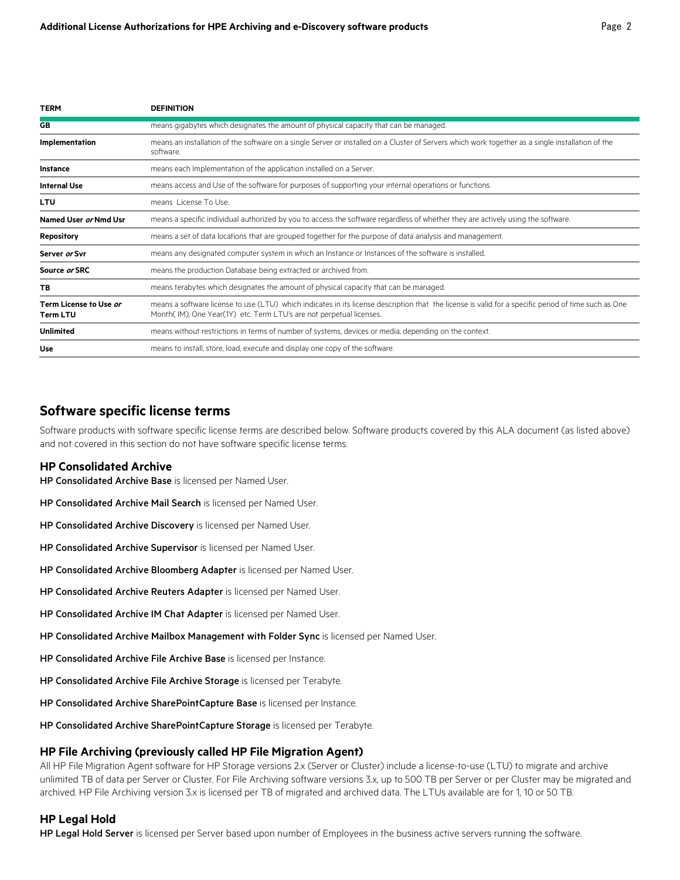| TERM | DEFINITION |
| --- | --- |
| **GB** | means gigabytes which designates the amount of physical capacity that can be managed. |
| **Implementation** | means an installation of the software on a single Server or installed on a Cluster of Servers which work together as a single installation of the software. |
| **Instance** | means each Implementation of the application installed on a Server. |
| **Internal Use** | means access and Use of the software for purposes of supporting your internal operations or functions. |
| **LTU** | means License To Use. |
| **Named User *or* Nmd Usr** | means a specific individual authorized by you to access the software regardless of whether they are actively using the software. |
| **Repository** | means a set of data locations that are grouped together for the purpose of data analysis and management. |
| **Server *or* Svr** | means any designated computer system in which an Instance or Instances of the software is installed. |
| **Source *or* SRC** | means the production Database being extracted or archived from. |
| **TB** | means terabytes which designates the amount of physical capacity that can be managed. |
| **Term License to Use *or* Term LTU** | means a software license to use (LTU) which indicates in its license description that the license is valid for a specific period of time such as One Month( IM), One Year(1Y) etc. Term LTU's are not perpetual licenses. |
| **Unlimited** | means without restrictions in terms of number of systems, devices or media, depending on the context. |
| **Use** | means to install, store, load, execute and display one copy of the software. |

## Software specific license terms

Software products with software specific license terms are described below. Software products covered by this ALA document (as listed above) and not covered in this section do not have software specific license terms.

### HP Consolidated Archive

**HP Consolidated Archive Base** is licensed per Named User.

**HP Consolidated Archive Mail Search** is licensed per Named User.

**HP Consolidated Archive Discovery** is licensed per Named User.

**HP Consolidated Archive Supervisor** is licensed per Named User.

**HP Consolidated Archive Bloomberg Adapter** is licensed per Named User.

**HP Consolidated Archive Reuters Adapter** is licensed per Named User.

**HP Consolidated Archive IM Chat Adapter** is licensed per Named User.

**HP Consolidated Archive Mailbox Management with Folder Sync** is licensed per Named User.

**HP Consolidated Archive File Archive Base** is licensed per Instance.

**HP Consolidated Archive File Archive Storage** is licensed per Terabyte.

**HP Consolidated Archive SharePointCapture Base** is licensed per Instance.

**HP Consolidated Archive SharePointCapture Storage** is licensed per Terabyte.

### HP File Archiving (previously called HP File Migration Agent)

All HP File Migration Agent software for HP Storage versions 2.x (Server or Cluster) include a license-to-use (LTU) to migrate and archive unlimited TB of data per Server or Cluster. For File Archiving software versions 3.x, up to 500 TB per Server or per Cluster may be migrated and archived. HP File Archiving version 3.x is licensed per TB of migrated and archived data. The LTUs available are for 1, 10 or 50 TB.

### HP Legal Hold

**HP Legal Hold Server** is licensed per Server based upon number of Employees in the business active servers running the software.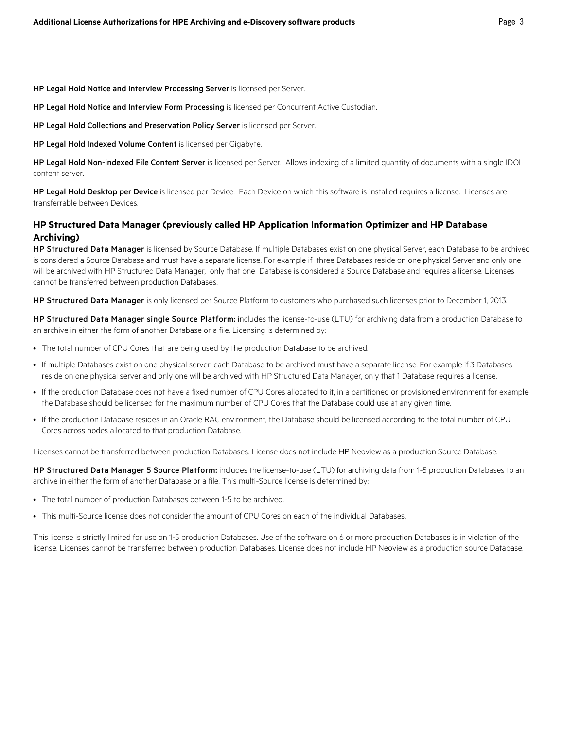**HP Legal Hold Notice and Interview Processing Server** is licensed per Server.

**HP Legal Hold Notice and Interview Form Processing** is licensed per Concurrent Active Custodian.

**HP Legal Hold Collections and Preservation Policy Server** is licensed per Server.

**HP Legal Hold Indexed Volume Content** is licensed per Gigabyte.

**HP Legal Hold Non-indexed File Content Server** is licensed per Server. Allows indexing of a limited quantity of documents with a single IDOL content server.

**HP Legal Hold Desktop per Device** is licensed per Device. Each Device on which this software is installed requires a license. Licenses are transferrable between Devices.

## HP Structured Data Manager (previously called HP Application Information Optimizer and HP Database Archiving)

**HP Structured Data Manager** is licensed by Source Database. If multiple Databases exist on one physical Server, each Database to be archived is considered a Source Database and must have a separate license. For example if three Databases reside on one physical Server and only one will be archived with HP Structured Data Manager, only that one Database is considered a Source Database and requires a license. Licenses cannot be transferred between production Databases.

**HP Structured Data Manager** is only licensed per Source Platform to customers who purchased such licenses prior to December 1, 2013.

**HP Structured Data Manager single Source Platform:** includes the license-to-use (LTU) for archiving data from a production Database to an archive in either the form of another Database or a file. Licensing is determined by:

- The total number of CPU Cores that are being used by the production Database to be archived.
- If multiple Databases exist on one physical server, each Database to be archived must have a separate license. For example if 3 Databases reside on one physical server and only one will be archived with HP Structured Data Manager, only that 1 Database requires a license.
- If the production Database does not have a fixed number of CPU Cores allocated to it, in a partitioned or provisioned environment for example, the Database should be licensed for the maximum number of CPU Cores that the Database could use at any given time.
- If the production Database resides in an Oracle RAC environment, the Database should be licensed according to the total number of CPU Cores across nodes allocated to that production Database.

Licenses cannot be transferred between production Databases. License does not include HP Neoview as a production Source Database.

**HP Structured Data Manager 5 Source Platform:** includes the license-to-use (LTU) for archiving data from 1-5 production Databases to an archive in either the form of another Database or a file. This multi-Source license is determined by:

- The total number of production Databases between 1-5 to be archived.
- This multi-Source license does not consider the amount of CPU Cores on each of the individual Databases.

This license is strictly limited for use on 1-5 production Databases. Use of the software on 6 or more production Databases is in violation of the license. Licenses cannot be transferred between production Databases. License does not include HP Neoview as a production source Database.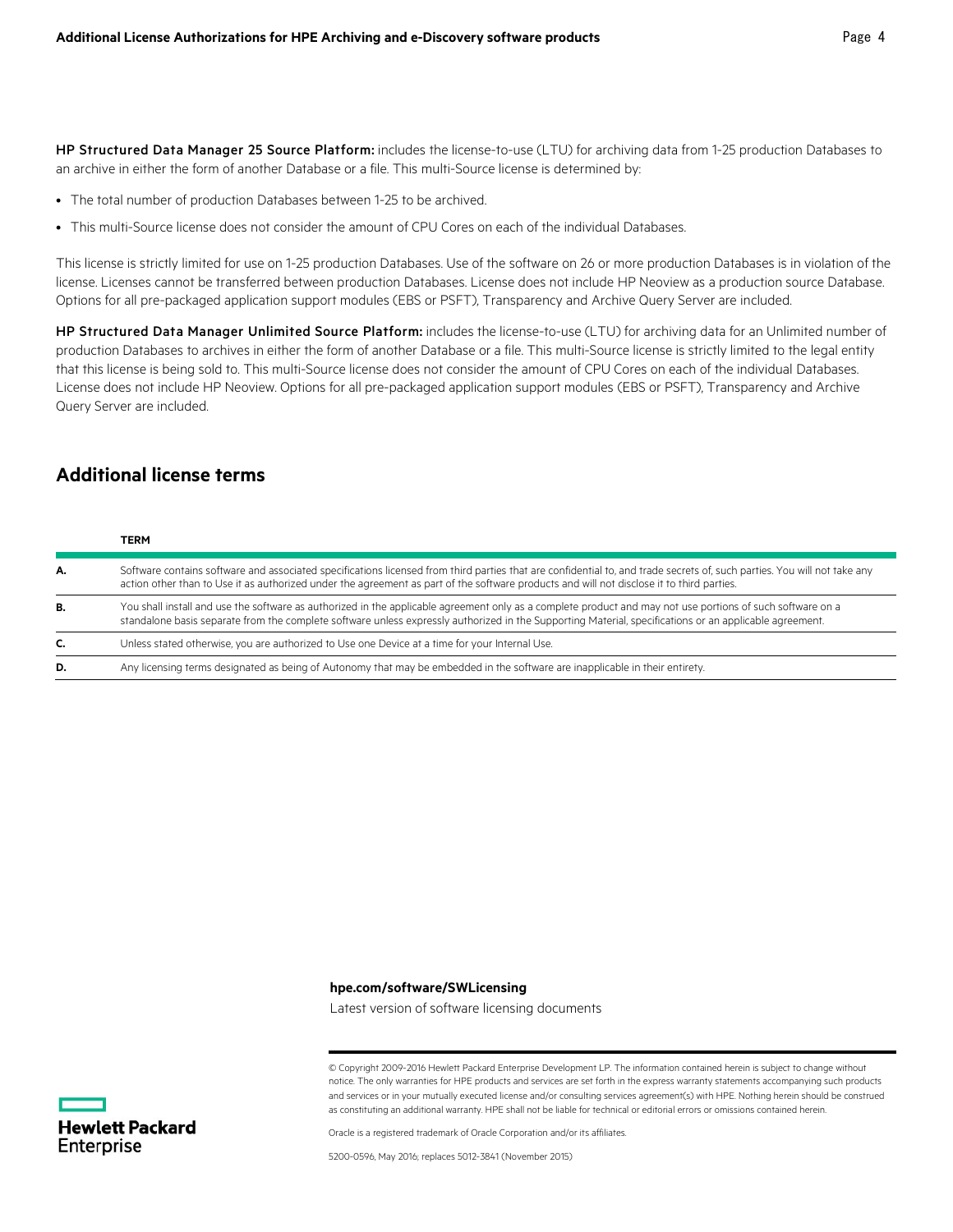**HP Structured Data Manager 25 Source Platform:** includes the license-to-use (LTU) for archiving data from 1-25 production Databases to an archive in either the form of another Database or a file. This multi-Source license is determined by:

- The total number of production Databases between 1-25 to be archived.
- This multi-Source license does not consider the amount of CPU Cores on each of the individual Databases.

This license is strictly limited for use on 1-25 production Databases. Use of the software on 26 or more production Databases is in violation of the license. Licenses cannot be transferred between production Databases. License does not include HP Neoview as a production source Database. Options for all pre-packaged application support modules (EBS or PSFT), Transparency and Archive Query Server are included.

**HP Structured Data Manager Unlimited Source Platform:** includes the license-to-use (LTU) for archiving data for an Unlimited number of production Databases to archives in either the form of another Database or a file. This multi-Source license is strictly limited to the legal entity that this license is being sold to. This multi-Source license does not consider the amount of CPU Cores on each of the individual Databases. License does not include HP Neoview. Options for all pre-packaged application support modules (EBS or PSFT), Transparency and Archive Query Server are included.

## Additional license terms

| | TERM |
|---|---|
| **A.** | Software contains software and associated specifications licensed from third parties that are confidential to, and trade secrets of, such parties. You will not take any action other than to Use it as authorized under the agreement as part of the software products and will not disclose it to third parties. |
| **B.** | You shall install and use the software as authorized in the applicable agreement only as a complete product and may not use portions of such software on a standalone basis separate from the complete software unless expressly authorized in the Supporting Material, specifications or an applicable agreement. |
| **C.** | Unless stated otherwise, you are authorized to Use one Device at a time for your Internal Use. |
| **D.** | Any licensing terms designated as being of Autonomy that may be embedded in the software are inapplicable in their entirety. |

**hpe.com/software/SWLicensing**

Latest version of software licensing documents

© Copyright 2009-2016 Hewlett Packard Enterprise Development LP. The information contained herein is subject to change without notice. The only warranties for HPE products and services are set forth in the express warranty statements accompanying such products and services or in your mutually executed license and/or consulting services agreement(s) with HPE. Nothing herein should be construed as constituting an additional warranty. HPE shall not be liable for technical or editorial errors or omissions contained herein.

Oracle is a registered trademark of Oracle Corporation and/or its affiliates.

5200-0596, May 2016; replaces 5012-3841 (November 2015)